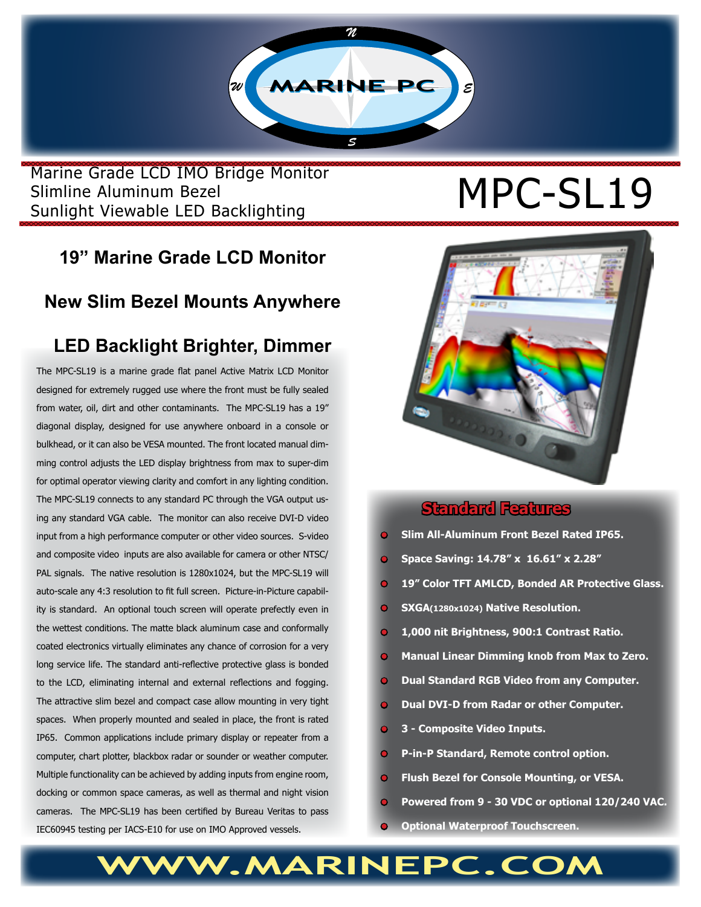MARINE PC

Marine Grade LCD IMO Bridge Monitor
Slimline Aluminum Bezel
Sunlight Viewable LED Backlighting

# MPC-SL19

## 19" Marine Grade LCD Monitor

## New Slim Bezel Mounts Anywhere

## LED Backlight Brighter, Dimmer

The MPC-SL19 is a marine grade flat panel Active Matrix LCD Monitor designed for extremely rugged use where the front must be fully sealed from water, oil, dirt and other contaminants. The MPC-SL19 has a 19" diagonal display, designed for use anywhere onboard in a console or bulkhead, or it can also be VESA mounted. The front located manual dimming control adjusts the LED display brightness from max to super-dim for optimal operator viewing clarity and comfort in any lighting condition. The MPC-SL19 connects to any standard PC through the VGA output using any standard VGA cable. The monitor can also receive DVI-D video input from a high performance computer or other video sources. S-video and composite video inputs are also available for camera or other NTSC/PAL signals. The native resolution is 1280x1024, but the MPC-SL19 will auto-scale any 4:3 resolution to fit full screen. Picture-in-Picture capability is standard. An optional touch screen will operate prefectly even in the wettest conditions. The matte black aluminum case and conformally coated electronics virtually eliminates any chance of corrosion for a very long service life. The standard anti-reflective protective glass is bonded to the LCD, eliminating internal and external reflections and fogging. The attractive slim bezel and compact case allow mounting in very tight spaces. When properly mounted and sealed in place, the front is rated IP65. Common applications include primary display or repeater from a computer, chart plotter, blackbox radar or sounder or weather computer. Multiple functionality can be achieved by adding inputs from engine room, docking or common space cameras, as well as thermal and night vision cameras. The MPC-SL19 has been certified by Bureau Veritas to pass IEC60945 testing per IACS-E10 for use on IMO Approved vessels.

## Standard Features

- **Slim All-Aluminum Front Bezel Rated IP65.**
- **Space Saving: 14.78" x 16.61" x 2.28"**
- **19" Color TFT AMLCD, Bonded AR Protective Glass.**
- **SXGA(1280x1024) Native Resolution.**
- **1,000 nit Brightness, 900:1 Contrast Ratio.**
- **Manual Linear Dimming knob from Max to Zero.**
- **Dual Standard RGB Video from any Computer.**
- **Dual DVI-D from Radar or other Computer.**
- **3 - Composite Video Inputs.**
- **P-in-P Standard, Remote control option.**
- **Flush Bezel for Console Mounting, or VESA.**
- **Powered from 9 - 30 VDC or optional 120/240 VAC.**
- **Optional Waterproof Touchscreen.**

**WWW.MARINEPC.COM**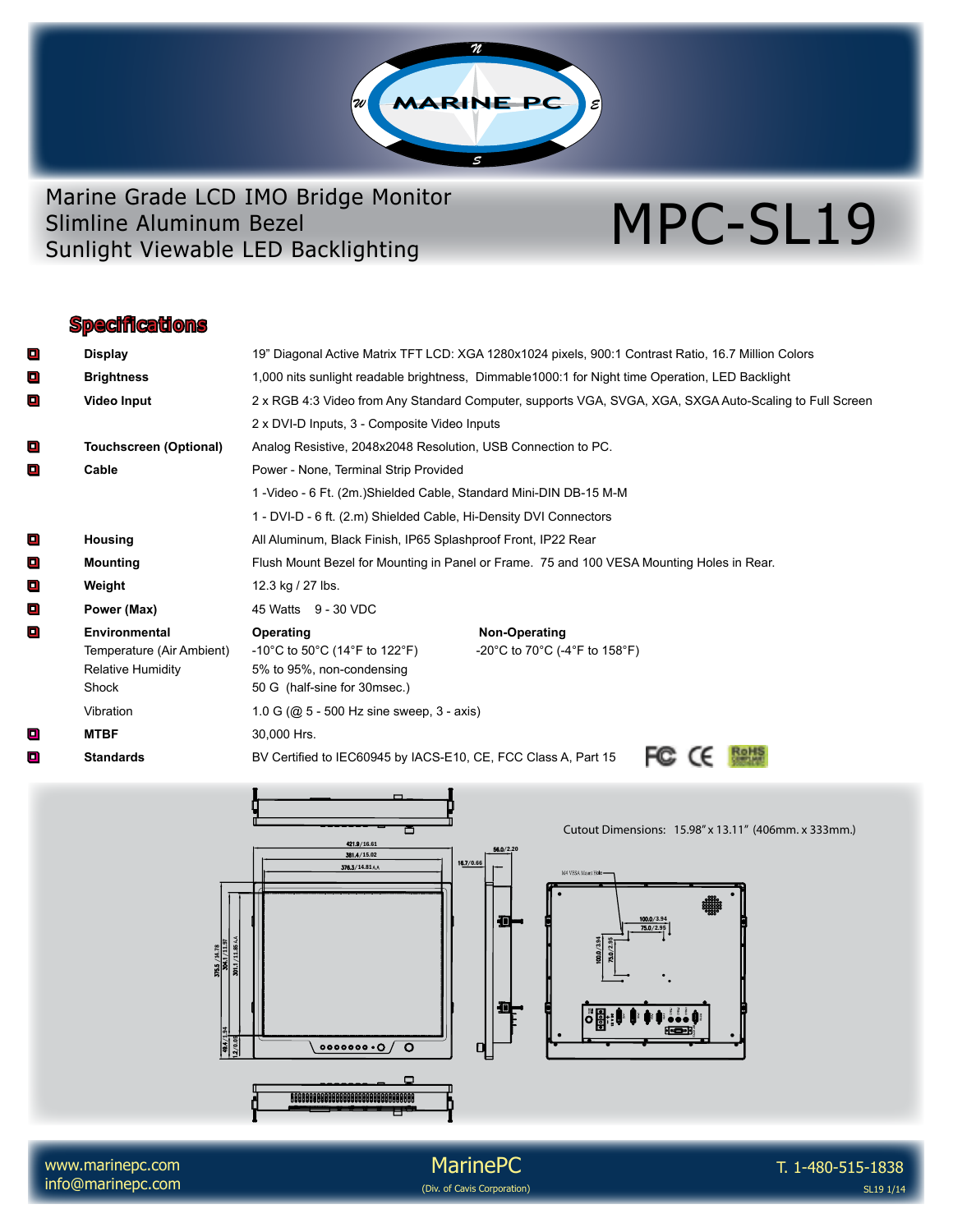Marine Grade LCD IMO Bridge Monitor
Slimline Aluminum Bezel
Sunlight Viewable LED Backlighting

# MPC-SL19

## Specifications

| | | |
|---|---|---|
| **Display** | 19" Diagonal Active Matrix TFT LCD: XGA 1280x1024 pixels, 900:1 Contrast Ratio, 16.7 Million Colors | |
| **Brightness** | 1,000 nits sunlight readable brightness, Dimmable1000:1 for Night time Operation, LED Backlight | |
| **Video Input** | 2 x RGB 4:3 Video from Any Standard Computer, supports VGA, SVGA, XGA, SXGA Auto-Scaling to Full Screen | |
| | 2 x DVI-D Inputs, 3 - Composite Video Inputs | |
| **Touchscreen (Optional)** | Analog Resistive, 2048x2048 Resolution, USB Connection to PC. | |
| **Cable** | Power - None, Terminal Strip Provided | |
| | 1 -Video - 6 Ft. (2m.)Shielded Cable, Standard Mini-DIN DB-15 M-M | |
| | 1 - DVI-D - 6 ft. (2.m) Shielded Cable, Hi-Density DVI Connectors | |
| **Housing** | All Aluminum, Black Finish, IP65 Splashproof Front, IP22 Rear | |
| **Mounting** | Flush Mount Bezel for Mounting in Panel or Frame. 75 and 100 VESA Mounting Holes in Rear. | |
| **Weight** | 12.3 kg / 27 lbs. | |
| **Power (Max)** | 45 Watts 9 - 30 VDC | |
| **Environmental** | **Operating** | **Non-Operating** |
| Temperature (Air Ambient) | -10°C to 50°C (14°F to 122°F) | -20°C to 70°C (-4°F to 158°F) |
| Relative Humidity | 5% to 95%, non-condensing | |
| Shock | 50 G (half-sine for 30msec.) | |
| Vibration | 1.0 G (@ 5 - 500 Hz sine sweep, 3 - axis) | |
| **MTBF** | 30,000 Hrs. | |
| **Standards** | BV Certified to IEC60945 by IACS-E10, CE, FCC Class A, Part 15 | |

Cutout Dimensions: 15.98" x 13.11" (406mm. x 333mm.)

www.marinepc.com
info@marinepc.com

MarinePC
(Div. of Cavis Corporation)

T. 1-480-515-1838